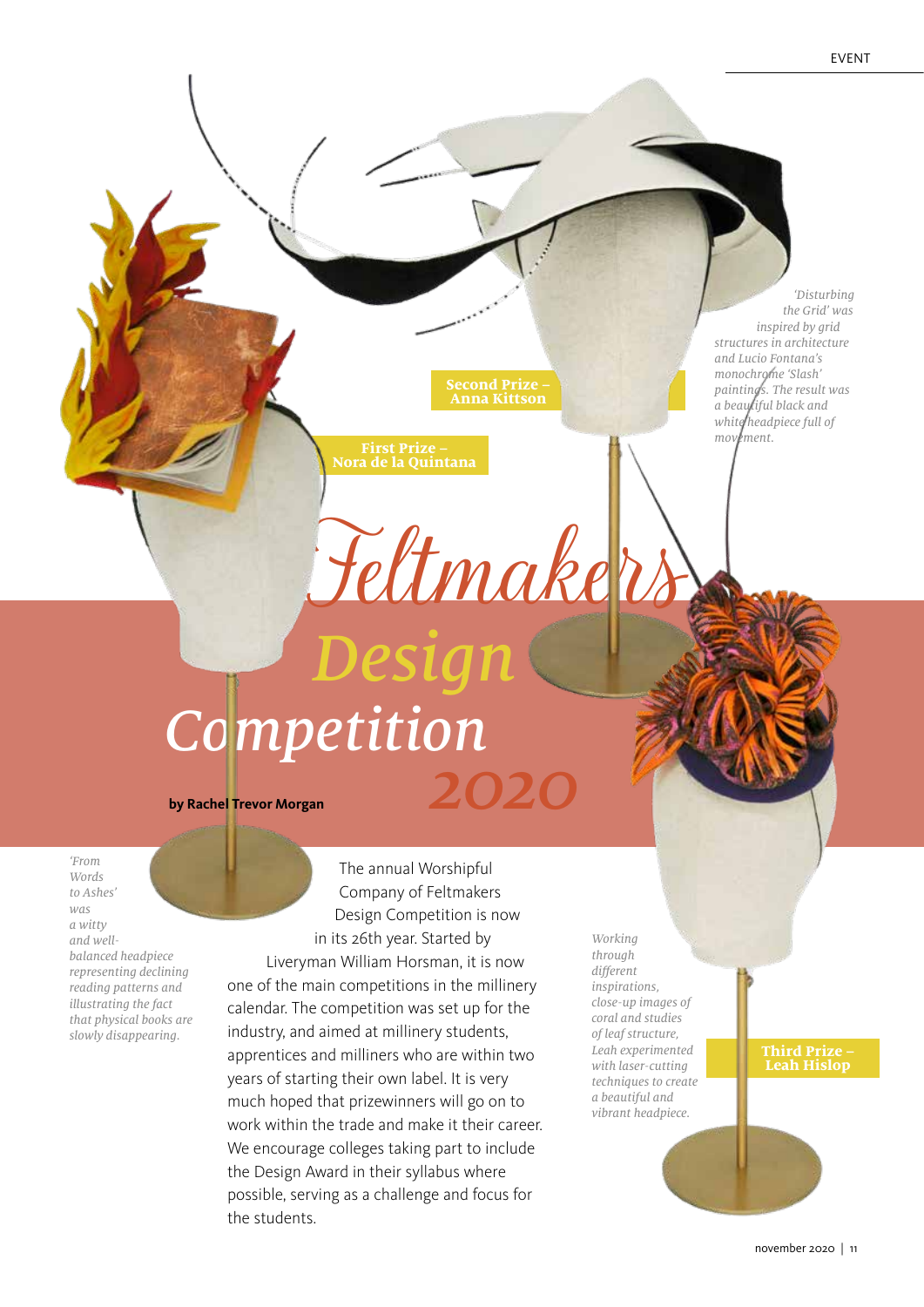# Feltmakers Design Competition 2020

**by Rachel Trevor Morgan**

**First Prize – Nora de la Quintana**

*'From Words to Ashes' was a witty and well-balanced headpiece representing declining reading patterns and illustrating the fact that physical books are slowly disappearing.*

**Second Prize – Anna Kittson**

*'Disturbing the Grid' was inspired by grid structures in architecture and Lucio Fontana's monochrome 'Slash' paintings. The result was a beautiful black and white headpiece full of movement.*

**Third Prize – Leah Hislop**

*Working through different inspirations, close-up images of coral and studies of leaf structure, Leah experimented with laser-cutting techniques to create a beautiful and vibrant headpiece.*

The annual Worshipful Company of Feltmakers Design Competition is now in its 26th year. Started by Liveryman William Horsman, it is now one of the main competitions in the millinery calendar. The competition was set up for the industry, and aimed at millinery students, apprentices and milliners who are within two years of starting their own label. It is very much hoped that prizewinners will go on to work within the trade and make it their career. We encourage colleges taking part to include the Design Award in their syllabus where possible, serving as a challenge and focus for the students.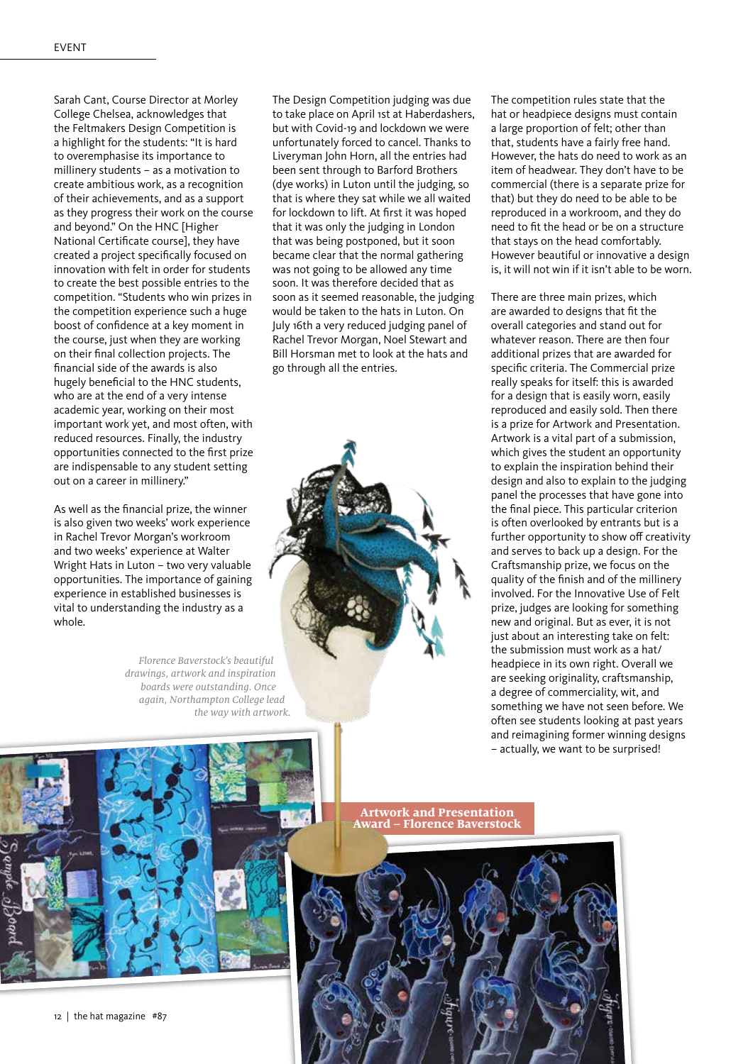Sarah Cant, Course Director at Morley College Chelsea, acknowledges that the Feltmakers Design Competition is a highlight for the students: "It is hard to overemphasise its importance to millinery students – as a motivation to create ambitious work, as a recognition of their achievements, and as a support as they progress their work on the course and beyond." On the HNC [Higher National Certificate course], they have created a project specifically focused on innovation with felt in order for students to create the best possible entries to the competition. "Students who win prizes in the competition experience such a huge boost of confidence at a key moment in the course, just when they are working on their final collection projects. The financial side of the awards is also hugely beneficial to the HNC students, who are at the end of a very intense academic year, working on their most important work yet, and most often, with reduced resources. Finally, the industry opportunities connected to the first prize are indispensable to any student setting out on a career in millinery."

As well as the financial prize, the winner is also given two weeks' work experience in Rachel Trevor Morgan's workroom and two weeks' experience at Walter Wright Hats in Luton – two very valuable opportunities. The importance of gaining experience in established businesses is vital to understanding the industry as a whole.

The Design Competition judging was due to take place on April 1st at Haberdashers, but with Covid-19 and lockdown we were unfortunately forced to cancel. Thanks to Liveryman John Horn, all the entries had been sent through to Barford Brothers (dye works) in Luton until the judging, so that is where they sat while we all waited for lockdown to lift. At first it was hoped that it was only the judging in London that was being postponed, but it soon became clear that the normal gathering was not going to be allowed any time soon. It was therefore decided that as soon as it seemed reasonable, the judging would be taken to the hats in Luton. On July 16th a very reduced judging panel of Rachel Trevor Morgan, Noel Stewart and Bill Horsman met to look at the hats and go through all the entries.

The competition rules state that the hat or headpiece designs must contain a large proportion of felt; other than that, students have a fairly free hand. However, the hats do need to work as an item of headwear. They don't have to be commercial (there is a separate prize for that) but they do need to be able to be reproduced in a workroom, and they do need to fit the head or be on a structure that stays on the head comfortably. However beautiful or innovative a design is, it will not win if it isn't able to be worn.

There are three main prizes, which are awarded to designs that fit the overall categories and stand out for whatever reason. There are then four additional prizes that are awarded for specific criteria. The Commercial prize really speaks for itself: this is awarded for a design that is easily worn, easily reproduced and easily sold. Then there is a prize for Artwork and Presentation. Artwork is a vital part of a submission, which gives the student an opportunity to explain the inspiration behind their design and also to explain to the judging panel the processes that have gone into the final piece. This particular criterion is often overlooked by entrants but is a further opportunity to show off creativity and serves to back up a design. For the Craftsmanship prize, we focus on the quality of the finish and of the millinery involved. For the Innovative Use of Felt prize, judges are looking for something new and original. But as ever, it is not just about an interesting take on felt: the submission must work as a hat/headpiece in its own right. Overall we are seeking originality, craftsmanship, a degree of commerciality, wit, and something we have not seen before. We often see students looking at past years and reimagining former winning designs – actually, we want to be surprised!

*Florence Baverstock's beautiful drawings, artwork and inspiration boards were outstanding. Once again, Northampton College lead the way with artwork.*

**Artwork and Presentation Award – Florence Baverstock**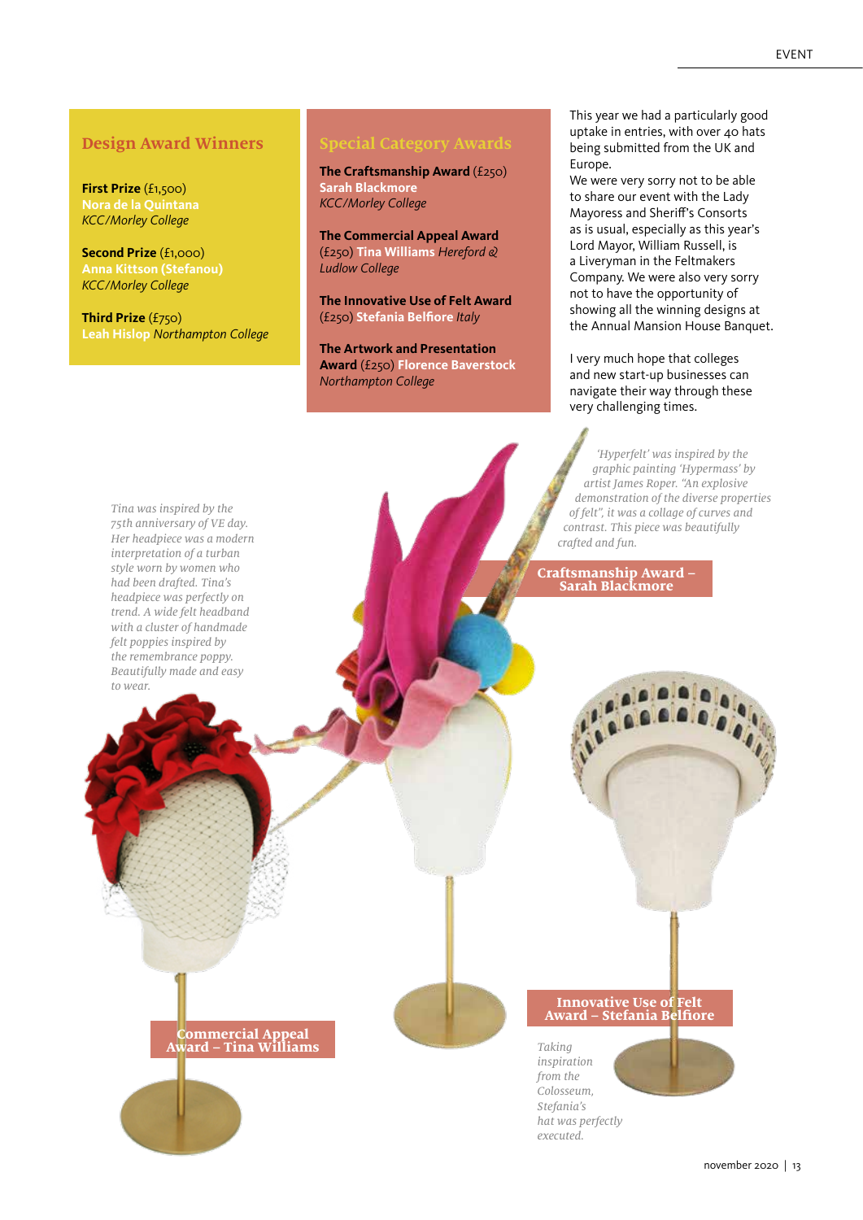## Design Award Winners

**First Prize** (£1,500)
**Nora de la Quintana**
*KCC/Morley College*

**Second Prize** (£1,000)
**Anna Kittson (Stefanou)**
*KCC/Morley College*

**Third Prize** (£750)
**Leah Hislop** *Northampton College*

## Special Category Awards

**The Craftsmanship Award** (£250)
**Sarah Blackmore**
*KCC/Morley College*

**The Commercial Appeal Award** (£250) **Tina Williams** *Hereford & Ludlow College*

**The Innovative Use of Felt Award** (£250) **Stefania Belfiore** *Italy*

**The Artwork and Presentation Award** (£250) **Florence Baverstock** *Northampton College*

This year we had a particularly good uptake in entries, with over 40 hats being submitted from the UK and Europe.

We were very sorry not to be able to share our event with the Lady Mayoress and Sheriff's Consorts as is usual, especially as this year's Lord Mayor, William Russell, is a Liveryman in the Feltmakers Company. We were also very sorry not to have the opportunity of showing all the winning designs at the Annual Mansion House Banquet.

I very much hope that colleges and new start-up businesses can navigate their way through these very challenging times.

*'Hyperfelt' was inspired by the graphic painting 'Hypermass' by artist James Roper. "An explosive demonstration of the diverse properties of felt", it was a collage of curves and contrast. This piece was beautifully crafted and fun.*

**Craftsmanship Award – Sarah Blackmore**

*Tina was inspired by the 75th anniversary of VE day. Her headpiece was a modern interpretation of a turban style worn by women who had been drafted. Tina's headpiece was perfectly on trend. A wide felt headband with a cluster of handmade felt poppies inspired by the remembrance poppy. Beautifully made and easy to wear.*

**Commercial Appeal Award – Tina Williams**

**Innovative Use of Felt Award – Stefania Belfiore**

*Taking inspiration from the Colosseum, Stefania's hat was perfectly executed.*